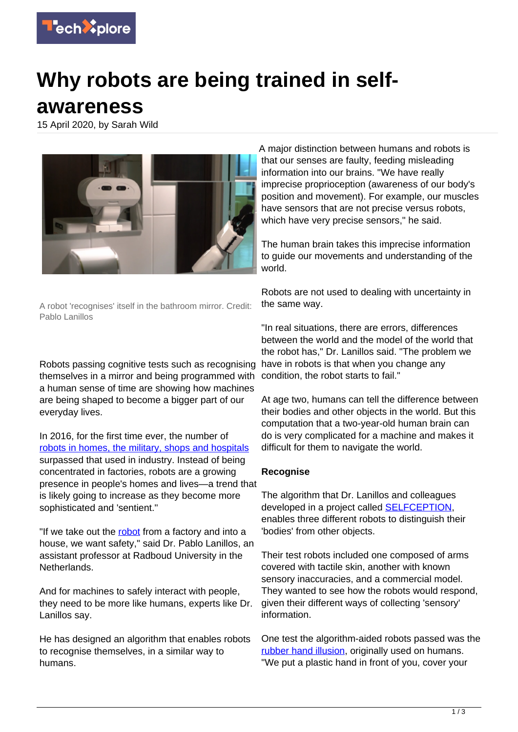# Why robots are being trained in self-awareness

15 April 2020, by Sarah Wild

A robot 'recognises' itself in the bathroom mirror. Credit: Pablo Lanillos

Robots passing cognitive tests such as recognising themselves in a mirror and being programmed with a human sense of time are showing how machines are being shaped to become a bigger part of our everyday lives.

In 2016, for the first time ever, the number of robots in homes, the military, shops and hospitals surpassed that used in industry. Instead of being concentrated in factories, robots are a growing presence in people's homes and lives—a trend that is likely going to increase as they become more sophisticated and 'sentient.'

"If we take out the robot from a factory and into a house, we want safety," said Dr. Pablo Lanillos, an assistant professor at Radboud University in the Netherlands.

And for machines to safely interact with people, they need to be more like humans, experts like Dr. Lanillos say.

He has designed an algorithm that enables robots to recognise themselves, in a similar way to humans.

A major distinction between humans and robots is that our senses are faulty, feeding misleading information into our brains. "We have really imprecise proprioception (awareness of our body's position and movement). For example, our muscles have sensors that are not precise versus robots, which have very precise sensors," he said.

The human brain takes this imprecise information to guide our movements and understanding of the world.

Robots are not used to dealing with uncertainty in the same way.

"In real situations, there are errors, differences between the world and the model of the world that the robot has," Dr. Lanillos said. "The problem we have in robots is that when you change any condition, the robot starts to fail."

At age two, humans can tell the difference between their bodies and other objects in the world. But this computation that a two-year-old human brain can do is very complicated for a machine and makes it difficult for them to navigate the world.

### Recognise

The algorithm that Dr. Lanillos and colleagues developed in a project called SELFCEPTION, enables three different robots to distinguish their 'bodies' from other objects.

Their test robots included one composed of arms covered with tactile skin, another with known sensory inaccuracies, and a commercial model. They wanted to see how the robots would respond, given their different ways of collecting 'sensory' information.

One test the algorithm-aided robots passed was the rubber hand illusion, originally used on humans. "We put a plastic hand in front of you, cover your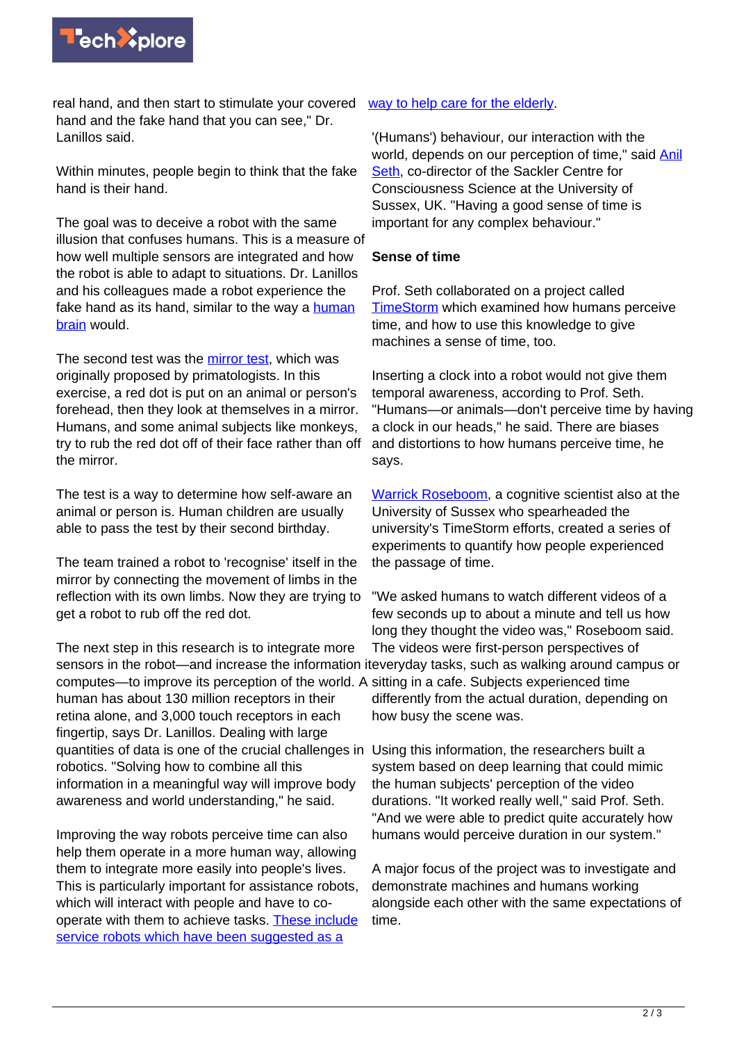real hand, and then start to stimulate your covered hand and the fake hand that you can see," Dr. Lanillos said.

Within minutes, people begin to think that the fake hand is their hand.

The goal was to deceive a robot with the same illusion that confuses humans. This is a measure of how well multiple sensors are integrated and how the robot is able to adapt to situations. Dr. Lanillos and his colleagues made a robot experience the fake hand as its hand, similar to the way a human brain would.

The second test was the mirror test, which was originally proposed by primatologists. In this exercise, a red dot is put on an animal or person's forehead, then they look at themselves in a mirror. Humans, and some animal subjects like monkeys, try to rub the red dot off of their face rather than off the mirror.

The test is a way to determine how self-aware an animal or person is. Human children are usually able to pass the test by their second birthday.

The team trained a robot to 'recognise' itself in the mirror by connecting the movement of limbs in the reflection with its own limbs. Now they are trying to get a robot to rub off the red dot.

The next step in this research is to integrate more sensors in the robot—and increase the information it computes—to improve its perception of the world. A human has about 130 million receptors in their retina alone, and 3,000 touch receptors in each fingertip, says Dr. Lanillos. Dealing with large quantities of data is one of the crucial challenges in robotics. "Solving how to combine all this information in a meaningful way will improve body awareness and world understanding," he said.

Improving the way robots perceive time can also help them operate in a more human way, allowing them to integrate more easily into people's lives. This is particularly important for assistance robots, which will interact with people and have to co-operate with them to achieve tasks. These include service robots which have been suggested as a way to help care for the elderly.

'(Humans') behaviour, our interaction with the world, depends on our perception of time," said Anil Seth, co-director of the Sackler Centre for Consciousness Science at the University of Sussex, UK. "Having a good sense of time is important for any complex behaviour."

## Sense of time

Prof. Seth collaborated on a project called TimeStorm which examined how humans perceive time, and how to use this knowledge to give machines a sense of time, too.

Inserting a clock into a robot would not give them temporal awareness, according to Prof. Seth. "Humans—or animals—don't perceive time by having a clock in our heads," he said. There are biases and distortions to how humans perceive time, he says.

Warrick Roseboom, a cognitive scientist also at the University of Sussex who spearheaded the university's TimeStorm efforts, created a series of experiments to quantify how people experienced the passage of time.

"We asked humans to watch different videos of a few seconds up to about a minute and tell us how long they thought the video was," Roseboom said. The videos were first-person perspectives of everyday tasks, such as walking around campus or sitting in a cafe. Subjects experienced time differently from the actual duration, depending on how busy the scene was.

Using this information, the researchers built a system based on deep learning that could mimic the human subjects' perception of the video durations. "It worked really well," said Prof. Seth. "And we were able to predict quite accurately how humans would perceive duration in our system."

A major focus of the project was to investigate and demonstrate machines and humans working alongside each other with the same expectations of time.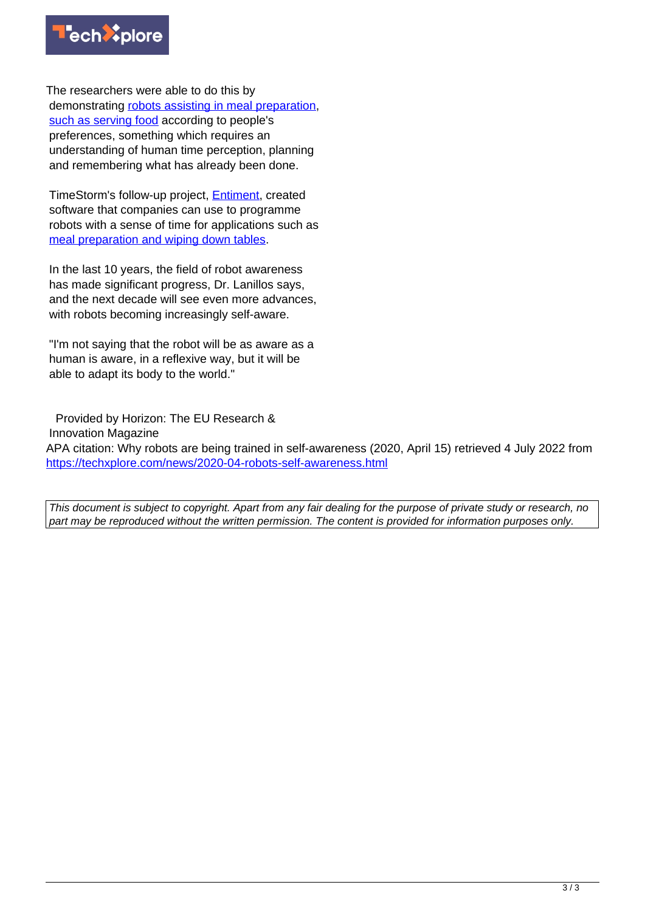The researchers were able to do this by demonstrating robots assisting in meal preparation, such as serving food according to people's preferences, something which requires an understanding of human time perception, planning and remembering what has already been done.

TimeStorm's follow-up project, Entiment, created software that companies can use to programme robots with a sense of time for applications such as meal preparation and wiping down tables.

In the last 10 years, the field of robot awareness has made significant progress, Dr. Lanillos says, and the next decade will see even more advances, with robots becoming increasingly self-aware.

"I'm not saying that the robot will be as aware as a human is aware, in a reflexive way, but it will be able to adapt its body to the world."

Provided by Horizon: The EU Research & Innovation Magazine

APA citation: Why robots are being trained in self-awareness (2020, April 15) retrieved 4 July 2022 from https://techxplore.com/news/2020-04-robots-self-awareness.html

*This document is subject to copyright. Apart from any fair dealing for the purpose of private study or research, no part may be reproduced without the written permission. The content is provided for information purposes only.*